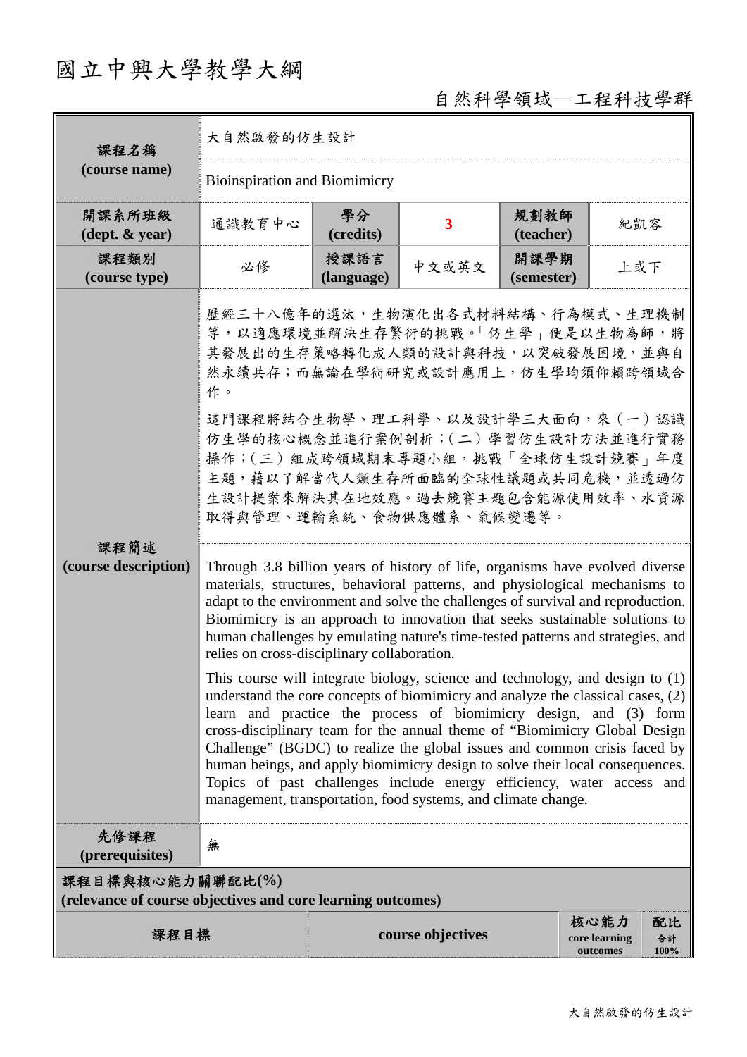# 國立中興大學教學大綱

## 自然科學領域－工程科技學群

| 課程名稱<br>(course name) | 大自然啟發的仿生設計<br>Bioinspiration and Biomimicry | | | | |
|---|---|---|---|---|---|
| 開課系所班級<br>(dept. & year) | 通識教育中心 | 學分<br>(credits) | 3 | 規劃教師<br>(teacher) | 紀凱容 |
| 課程類別<br>(course type) | 必修 | 授課語言<br>(language) | 中文或英文 | 開課學期<br>(semester) | 上或下 |
| 課程簡述<br>(course description) | 歷經三十八億年的選汰，生物演化出各式材料結構、行為模式、生理機制等，以適應環境並解決生存繁衍的挑戰。「仿生學」便是以生物為師，將其發展出的生存策略轉化成人類的設計與科技，以突破發展困境，並與自然永續共存；而無論在學術研究或設計應用上，仿生學均須仰賴跨領域合作。<br><br>這門課程將結合生物學、理工科學、以及設計學三大面向，來（一）認識仿生學的核心概念並進行案例剖析；（二）學習仿生設計方法並進行實務操作；（三）組成跨領域期末專題小組，挑戰「全球仿生設計競賽」年度主題，藉以了解當代人類生存所面臨的全球性議題或共同危機，並透過仿生設計提案來解決其在地效應。過去競賽主題包含能源使用效率、水資源取得與管理、運輸系統、食物供應體系、氣候變遷等。<br><br>Through 3.8 billion years of history of life, organisms have evolved diverse materials, structures, behavioral patterns, and physiological mechanisms to adapt to the environment and solve the challenges of survival and reproduction. Biomimicry is an approach to innovation that seeks sustainable solutions to human challenges by emulating nature's time-tested patterns and strategies, and relies on cross-disciplinary collaboration.<br><br>This course will integrate biology, science and technology, and design to (1) understand the core concepts of biomimicry and analyze the classical cases, (2) learn and practice the process of biomimicry design, and (3) form cross-disciplinary team for the annual theme of "Biomimicry Global Design Challenge" (BGDC) to realize the global issues and common crisis faced by human beings, and apply biomimicry design to solve their local consequences. Topics of past challenges include energy efficiency, water access and management, transportation, food systems, and climate change. | | | | |
| 先修課程<br>(prerequisites) | 無 | | | | |

**課程目標與核心能力關聯配比(%)**
**(relevance of course objectives and core learning outcomes)**

| 課程目標 | course objectives | 核心能力<br>core learning outcomes | 配比<br>合計<br>100% |
|---|---|---|---|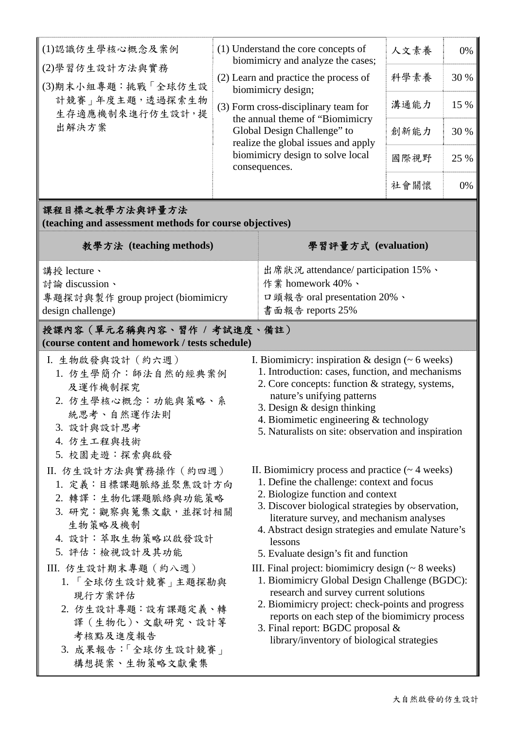| (1)認識仿生學核心概念及案例<br>(2)學習仿生設計方法與實務<br>(3)期末小組專題：挑戰「全球仿生設計競賽」年度主題，透過探索生物生存適應機制來進行仿生設計，提出解決方案 | (1) Understand the core concepts of biomimicry and analyze the cases;<br>(2) Learn and practice the process of biomimicry design;<br>(3) Form cross-disciplinary team for the annual theme of "Biomimicry Global Design Challenge" to realize the global issues and apply biomimicry design to solve local consequences. | 人文素養 | 0% |
|---|---|---|---|
| | | 科學素養 | 30 % |
| | | 溝通能力 | 15 % |
| | | 創新能力 | 30 % |
| | | 國際視野 | 25 % |
| | | 社會關懷 | 0% |

## 課程目標之教學方法與評量方法 (teaching and assessment methods for course objectives)

| 教學方法 (teaching methods) | 學習評量方式 (evaluation) |
|---|---|
| 講授 lecture、<br>討論 discussion、<br>專題探討與製作 group project (biomimicry design challenge) | 出席狀況 attendance/ participation 15%、<br>作業 homework 40%、<br>口頭報告 oral presentation 20%、<br>書面報告 reports 25% |

## 授課內容（單元名稱與內容、習作 / 考試進度、備註） (course content and homework / tests schedule)

I. 生物啟發與設計（約六週）
1. 仿生學簡介：師法自然的經典案例及運作機制探究
2. 仿生學核心概念：功能與策略、系統思考、自然運作法則
3. 設計與設計思考
4. 仿生工程與技術
5. 校園走遊：探索與啟發

II. 仿生設計方法與實務操作（約四週）
1. 定義：目標課題脈絡並聚焦設計方向
2. 轉譯：生物化課題脈絡與功能策略
3. 研究：觀察與蒐集文獻，並探討相關生物策略及機制
4. 設計：萃取生物策略以啟發設計
5. 評估：檢視設計及其功能

III. 仿生設計期末專題（約八週）
1. 「全球仿生設計競賽」主題探勘與現行方案評估
2. 仿生設計專題：設有課題定義、轉譯（生物化）、文獻研究、設計等考核點及進度報告
3. 成果報告：「全球仿生設計競賽」構想提案、生物策略文獻彙集

I. Biomimicry: inspiration & design (~ 6 weeks)
1. Introduction: cases, function, and mechanisms
2. Core concepts: function & strategy, systems, nature's unifying patterns
3. Design & design thinking
4. Biomimetic engineering & technology
5. Naturalists on site: observation and inspiration

II. Biomimicry process and practice (~ 4 weeks)
1. Define the challenge: context and focus
2. Biologize function and context
3. Discover biological strategies by observation, literature survey, and mechanism analyses
4. Abstract design strategies and emulate Nature's lessons
5. Evaluate design's fit and function

III. Final project: biomimicry design (~ 8 weeks)
1. Biomimicry Global Design Challenge (BGDC): research and survey current solutions
2. Biomimicry project: check-points and progress reports on each step of the biomimicry process
3. Final report: BGDC proposal & library/inventory of biological strategies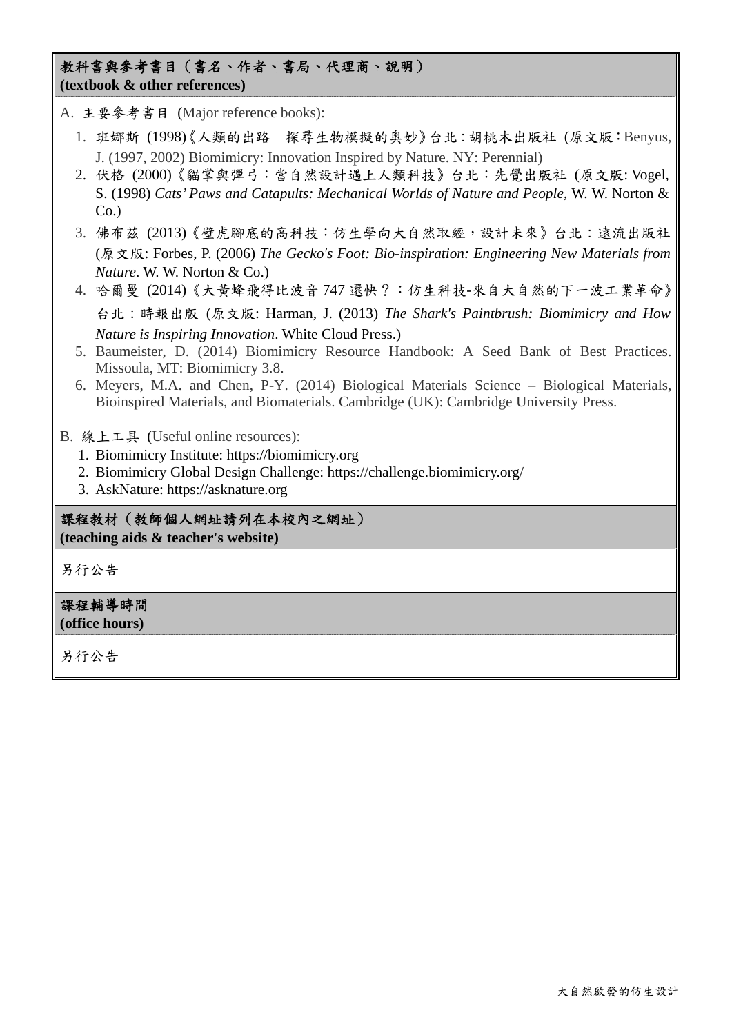**教科書與參考書目（書名、作者、書局、代理商、說明）**
**(textbook & other references)**

A. 主要參考書目 (Major reference books):

1. 班娜斯 (1998)《人類的出路—探尋生物模擬的奧妙》台北：胡桃木出版社 (原文版：Benyus, J. (1997, 2002) Biomimicry: Innovation Inspired by Nature. NY: Perennial)
2. 伏格 (2000)《貓掌與彈弓：當自然設計遇上人類科技》台北：先覺出版社 (原文版: Vogel, S. (1998) *Cats' Paws and Catapults: Mechanical Worlds of Nature and People*, W. W. Norton & Co.)
3. 佛布茲 (2013)《壁虎腳底的高科技：仿生學向大自然取經，設計未來》台北：遠流出版社 (原文版: Forbes, P. (2006) *The Gecko's Foot: Bio-inspiration: Engineering New Materials from Nature*. W. W. Norton & Co.)
4. 哈爾曼 (2014)《大黃蜂飛得比波音 747 還快？：仿生科技-來自大自然的下一波工業革命》台北：時報出版 (原文版: Harman, J. (2013) *The Shark's Paintbrush: Biomimicry and How Nature is Inspiring Innovation*. White Cloud Press.)
5. Baumeister, D. (2014) Biomimicry Resource Handbook: A Seed Bank of Best Practices. Missoula, MT: Biomimicry 3.8.
6. Meyers, M.A. and Chen, P-Y. (2014) Biological Materials Science – Biological Materials, Bioinspired Materials, and Biomaterials. Cambridge (UK): Cambridge University Press.

B. 線上工具 (Useful online resources):

1. Biomimicry Institute: https://biomimicry.org
2. Biomimicry Global Design Challenge: https://challenge.biomimicry.org/
3. AskNature: https://asknature.org

**課程教材（教師個人網址請列在本校內之網址）**
**(teaching aids & teacher's website)**

另行公告

**課程輔導時間**
**(office hours)**

另行公告